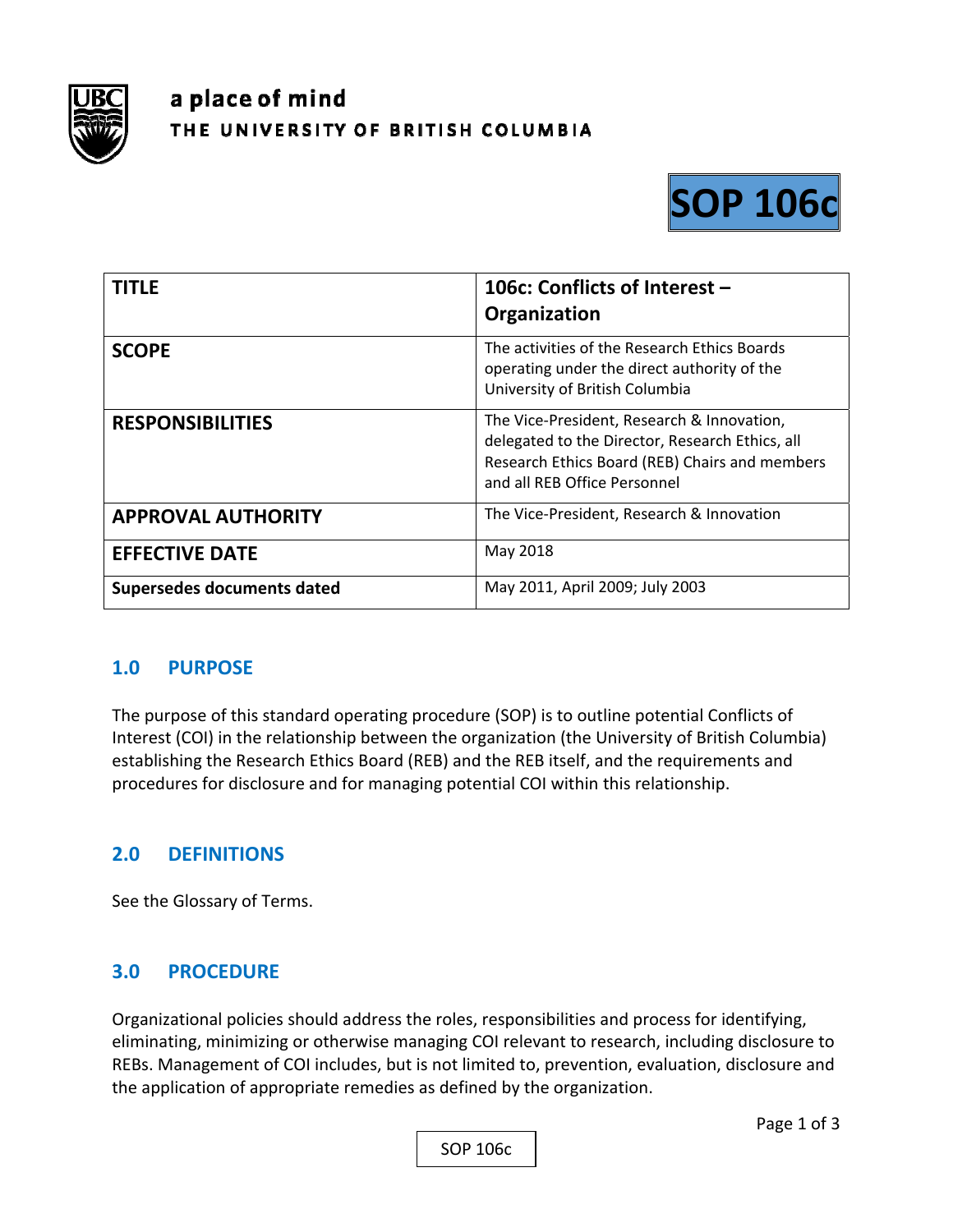a place of mind

THE UNIVERSITY OF BRITISH COLUMBIA

# SOP 106c

| TITLE | 106c: Conflicts of Interest – Organization |
|---|---|
| SCOPE | The activities of the Research Ethics Boards operating under the direct authority of the University of British Columbia |
| RESPONSIBILITIES | The Vice-President, Research & Innovation, delegated to the Director, Research Ethics, all Research Ethics Board (REB) Chairs and members and all REB Office Personnel |
| APPROVAL AUTHORITY | The Vice-President, Research & Innovation |
| EFFECTIVE DATE | May 2018 |
| Supersedes documents dated | May 2011, April 2009; July 2003 |

## 1.0 PURPOSE

The purpose of this standard operating procedure (SOP) is to outline potential Conflicts of Interest (COI) in the relationship between the organization (the University of British Columbia) establishing the Research Ethics Board (REB) and the REB itself, and the requirements and procedures for disclosure and for managing potential COI within this relationship.

## 2.0 DEFINITIONS

See the Glossary of Terms.

## 3.0 PROCEDURE

Organizational policies should address the roles, responsibilities and process for identifying, eliminating, minimizing or otherwise managing COI relevant to research, including disclosure to REBs. Management of COI includes, but is not limited to, prevention, evaluation, disclosure and the application of appropriate remedies as defined by the organization.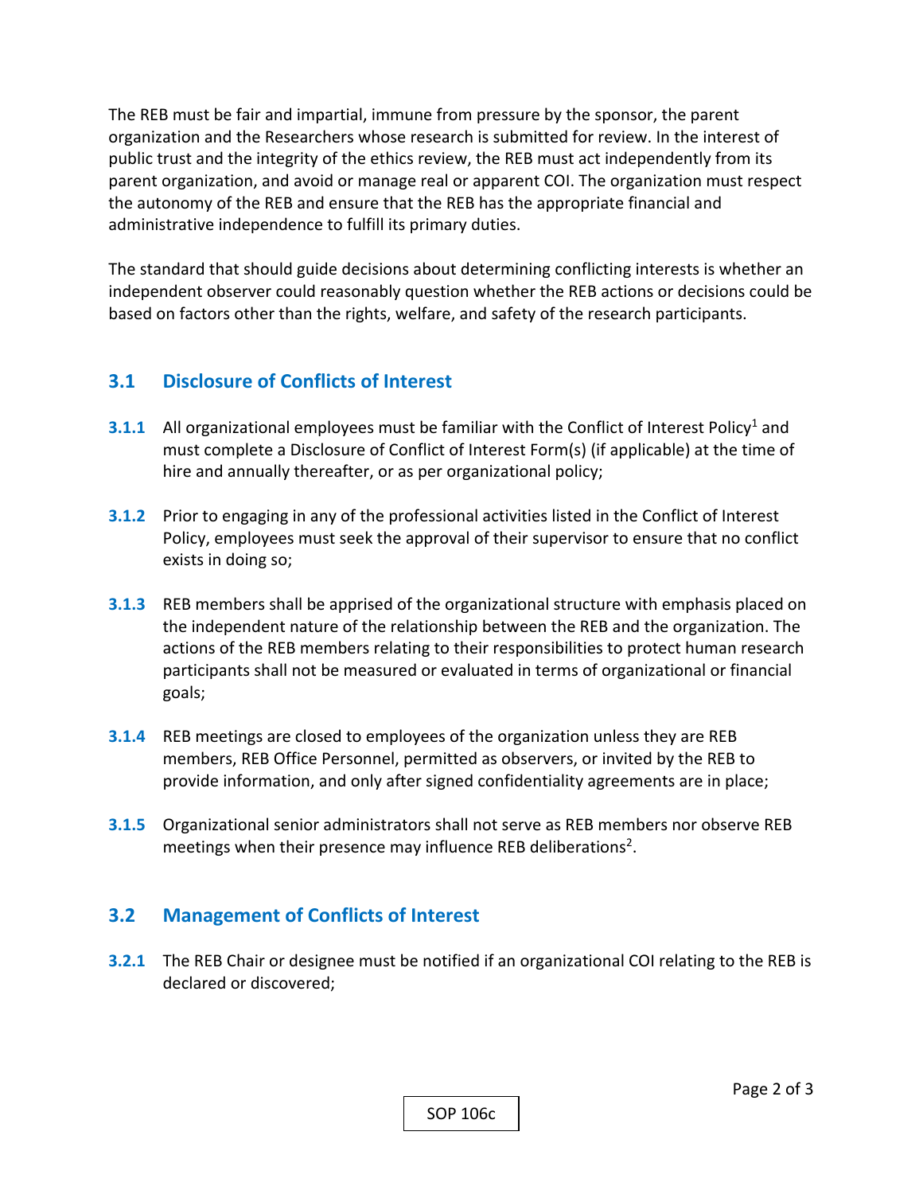The REB must be fair and impartial, immune from pressure by the sponsor, the parent organization and the Researchers whose research is submitted for review. In the interest of public trust and the integrity of the ethics review, the REB must act independently from its parent organization, and avoid or manage real or apparent COI. The organization must respect the autonomy of the REB and ensure that the REB has the appropriate financial and administrative independence to fulfill its primary duties.

The standard that should guide decisions about determining conflicting interests is whether an independent observer could reasonably question whether the REB actions or decisions could be based on factors other than the rights, welfare, and safety of the research participants.

## 3.1 Disclosure of Conflicts of Interest

**3.1.1** All organizational employees must be familiar with the Conflict of Interest Policy[1] and must complete a Disclosure of Conflict of Interest Form(s) (if applicable) at the time of hire and annually thereafter, or as per organizational policy;

**3.1.2** Prior to engaging in any of the professional activities listed in the Conflict of Interest Policy, employees must seek the approval of their supervisor to ensure that no conflict exists in doing so;

**3.1.3** REB members shall be apprised of the organizational structure with emphasis placed on the independent nature of the relationship between the REB and the organization. The actions of the REB members relating to their responsibilities to protect human research participants shall not be measured or evaluated in terms of organizational or financial goals;

**3.1.4** REB meetings are closed to employees of the organization unless they are REB members, REB Office Personnel, permitted as observers, or invited by the REB to provide information, and only after signed confidentiality agreements are in place;

**3.1.5** Organizational senior administrators shall not serve as REB members nor observe REB meetings when their presence may influence REB deliberations[2].

## 3.2 Management of Conflicts of Interest

**3.2.1** The REB Chair or designee must be notified if an organizational COI relating to the REB is declared or discovered;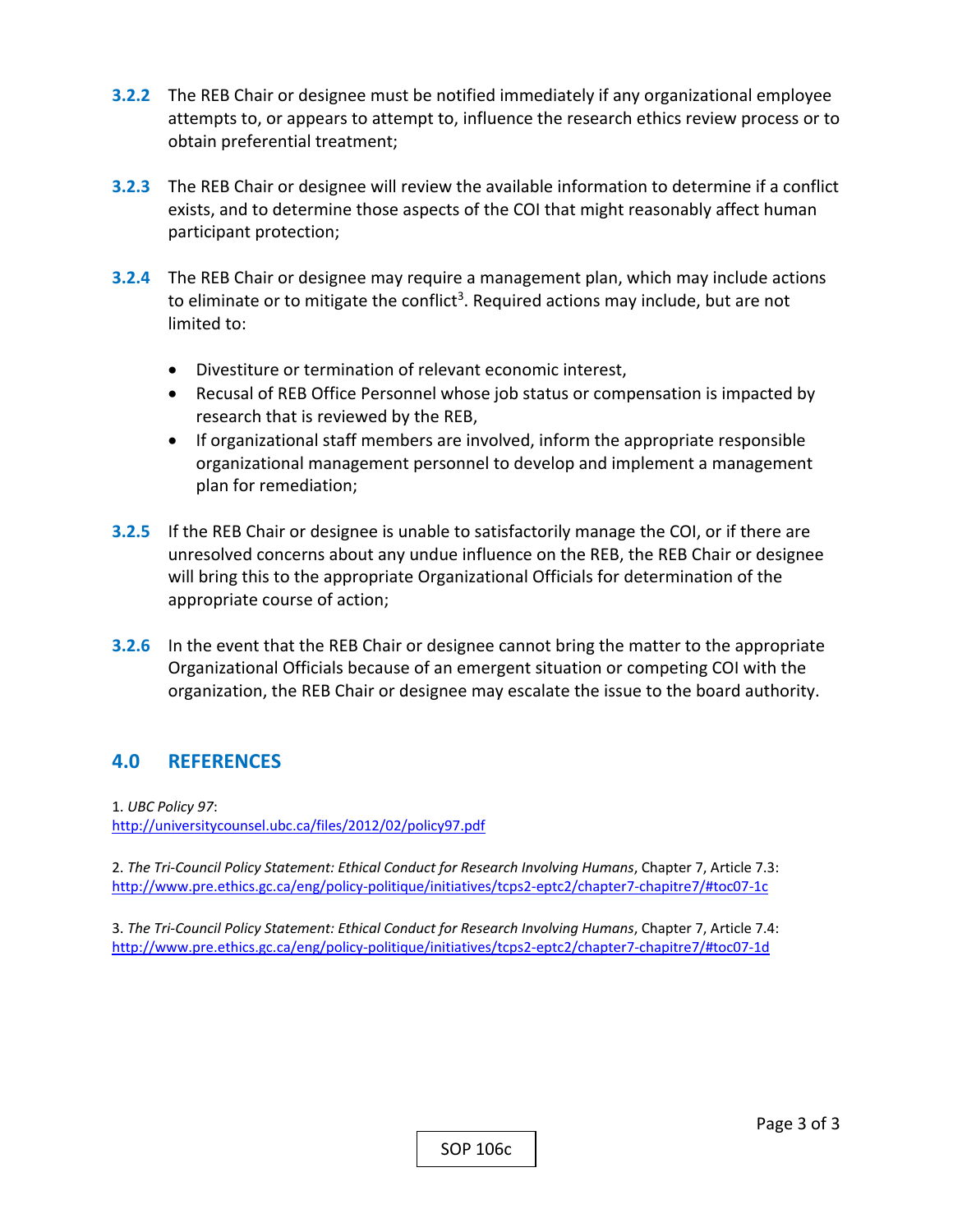**3.2.2** The REB Chair or designee must be notified immediately if any organizational employee attempts to, or appears to attempt to, influence the research ethics review process or to obtain preferential treatment;

**3.2.3** The REB Chair or designee will review the available information to determine if a conflict exists, and to determine those aspects of the COI that might reasonably affect human participant protection;

**3.2.4** The REB Chair or designee may require a management plan, which may include actions to eliminate or to mitigate the conflict[3]. Required actions may include, but are not limited to:

- Divestiture or termination of relevant economic interest,
- Recusal of REB Office Personnel whose job status or compensation is impacted by research that is reviewed by the REB,
- If organizational staff members are involved, inform the appropriate responsible organizational management personnel to develop and implement a management plan for remediation;

**3.2.5** If the REB Chair or designee is unable to satisfactorily manage the COI, or if there are unresolved concerns about any undue influence on the REB, the REB Chair or designee will bring this to the appropriate Organizational Officials for determination of the appropriate course of action;

**3.2.6** In the event that the REB Chair or designee cannot bring the matter to the appropriate Organizational Officials because of an emergent situation or competing COI with the organization, the REB Chair or designee may escalate the issue to the board authority.

## 4.0 REFERENCES

1. *UBC Policy 97*:
http://universitycounsel.ubc.ca/files/2012/02/policy97.pdf

2. *The Tri-Council Policy Statement: Ethical Conduct for Research Involving Humans*, Chapter 7, Article 7.3:
http://www.pre.ethics.gc.ca/eng/policy-politique/initiatives/tcps2-eptc2/chapter7-chapitre7/#toc07-1c

3. *The Tri-Council Policy Statement: Ethical Conduct for Research Involving Humans*, Chapter 7, Article 7.4:
http://www.pre.ethics.gc.ca/eng/policy-politique/initiatives/tcps2-eptc2/chapter7-chapitre7/#toc07-1d